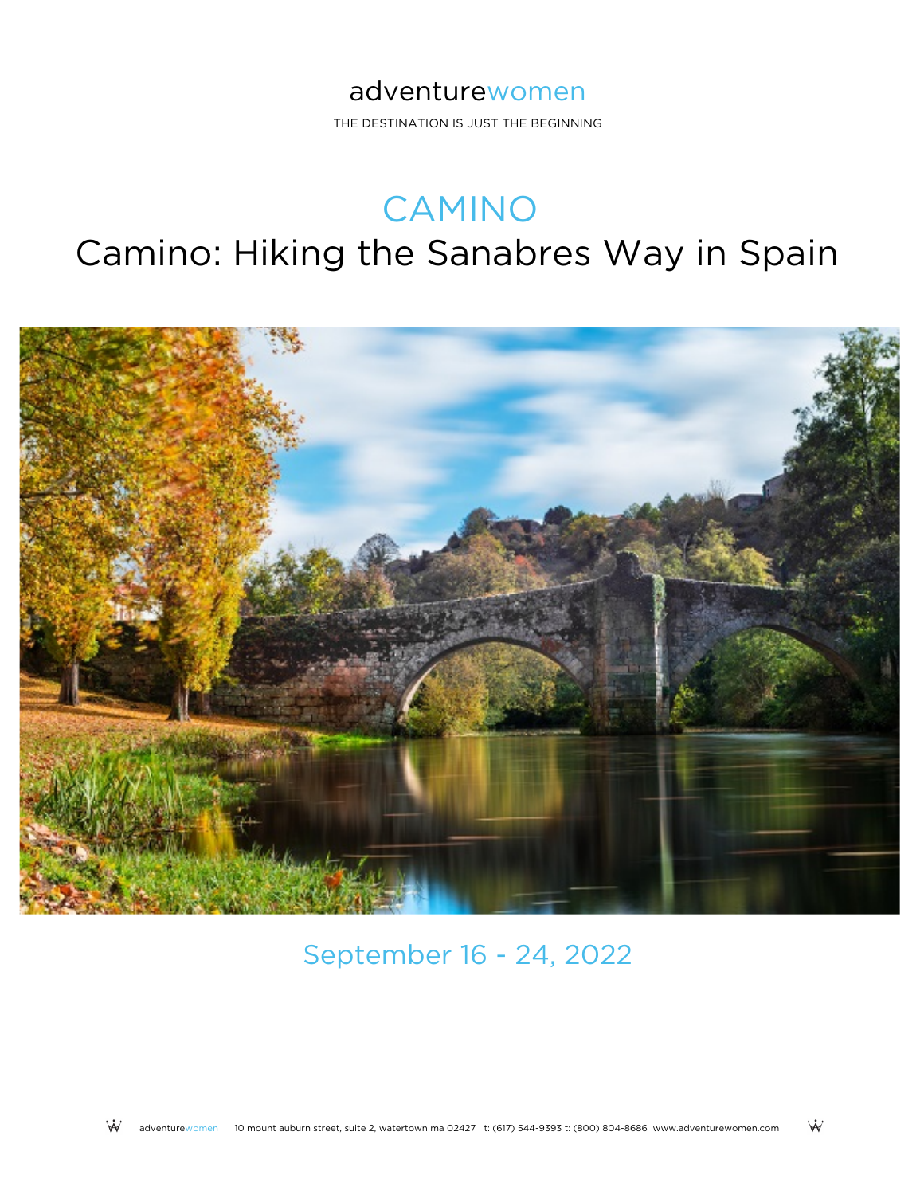adventurewomen

THE DESTINATION IS JUST THE BEGINNING

# CAMINO

# Camino: Hiking the Sanabres Way in Spain

## September 16 - 24, 2022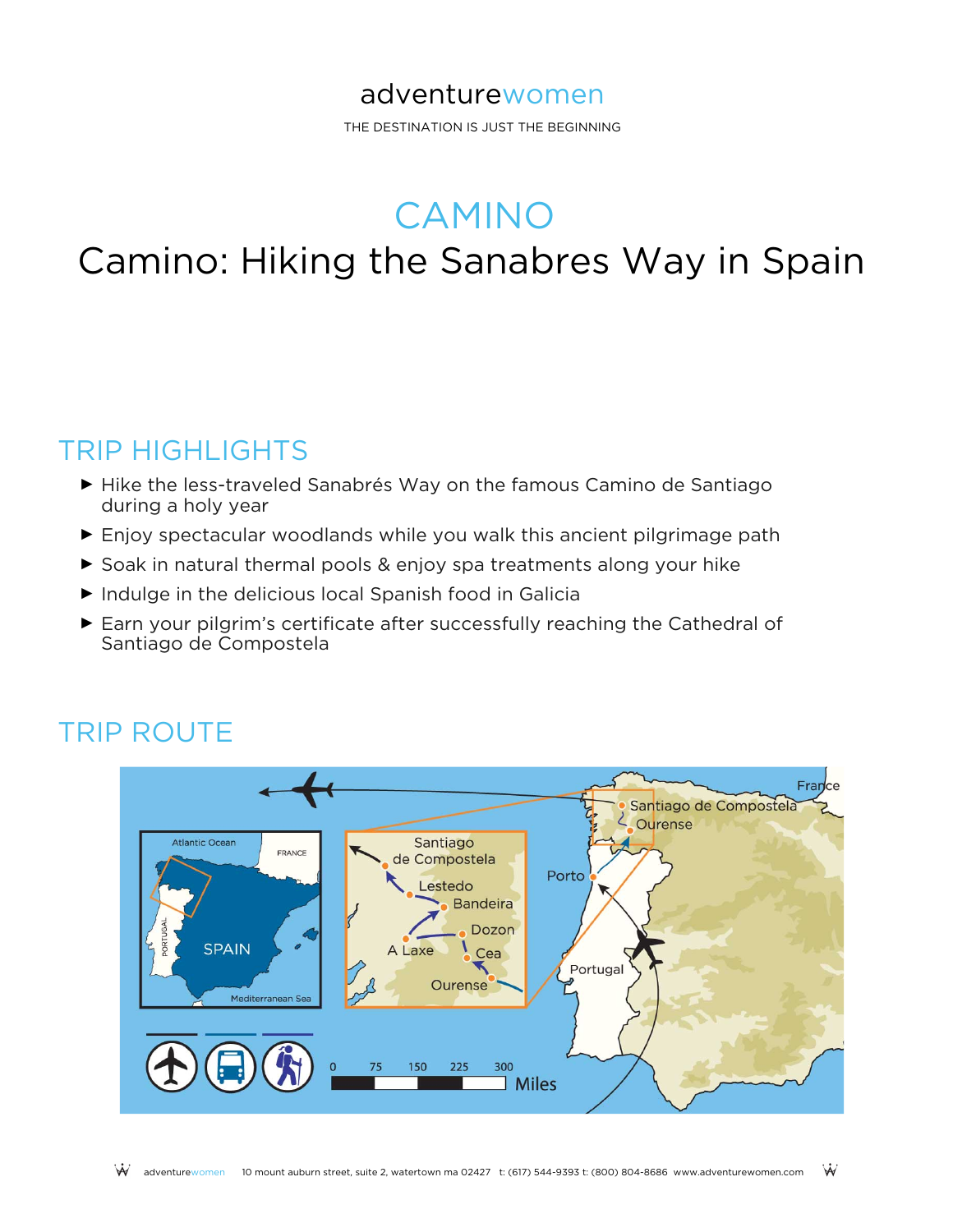adventurewomen

THE DESTINATION IS JUST THE BEGINNING

# CAMINO

# Camino: Hiking the Sanabres Way in Spain

## TRIP HIGHLIGHTS

- Hike the less-traveled Sanabrés Way on the famous Camino de Santiago during a holy year
- Enjoy spectacular woodlands while you walk this ancient pilgrimage path
- Soak in natural thermal pools & enjoy spa treatments along your hike
- Indulge in the delicious local Spanish food in Galicia
- Earn your pilgrim's certificate after successfully reaching the Cathedral of Santiago de Compostela

## TRIP ROUTE

Santiago de Compostela, Lestedo, Bandeira, Dozon, A Laxe, Cea, Ourense, Porto, Portugal, France, Spain, Atlantic Ocean, Mediterranean Sea

0 75 150 225 300 Miles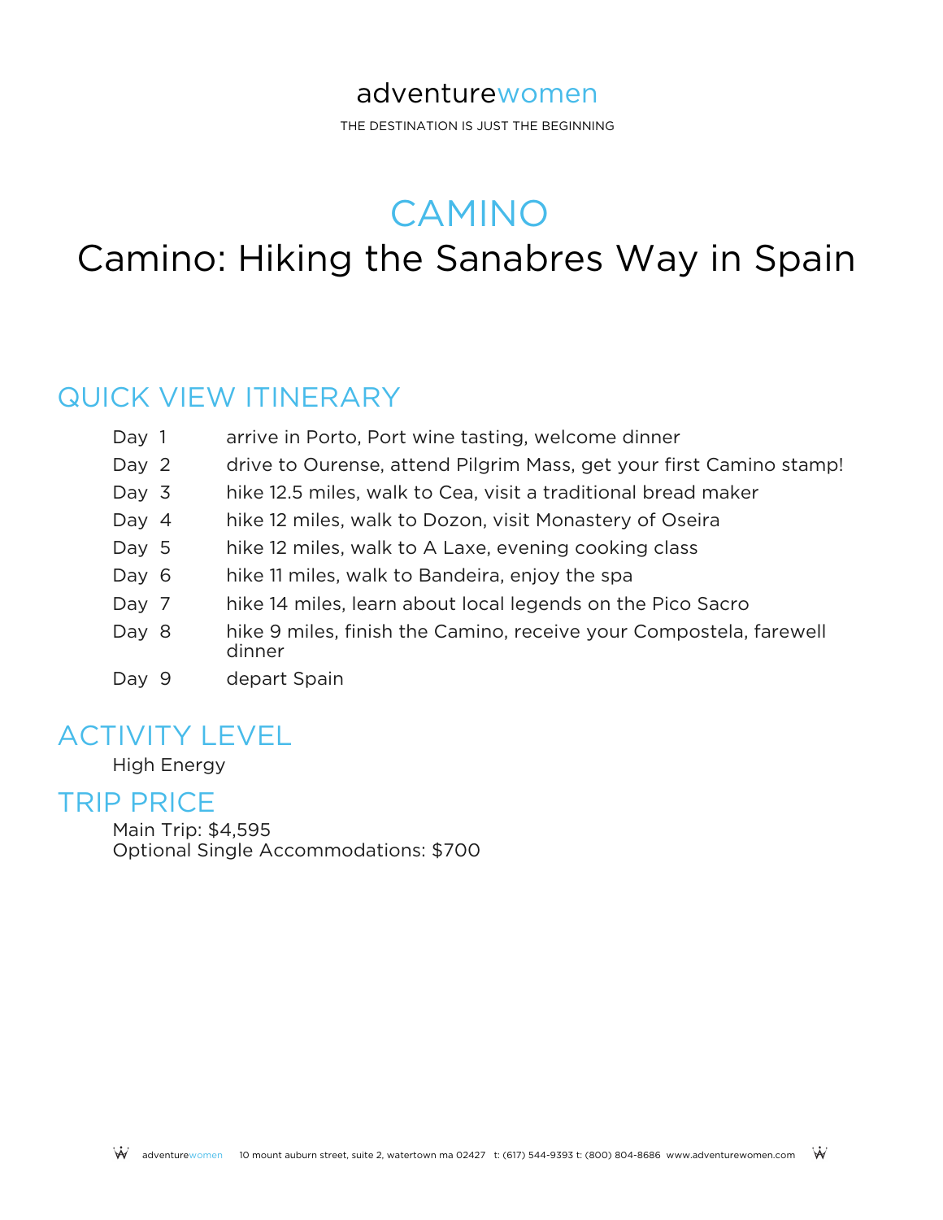adventurewomen

THE DESTINATION IS JUST THE BEGINNING

# CAMINO

# Camino: Hiking the Sanabres Way in Spain

## QUICK VIEW ITINERARY

| | |
|---|---|
| Day 1 | arrive in Porto, Port wine tasting, welcome dinner |
| Day 2 | drive to Ourense, attend Pilgrim Mass, get your first Camino stamp! |
| Day 3 | hike 12.5 miles, walk to Cea, visit a traditional bread maker |
| Day 4 | hike 12 miles, walk to Dozon, visit Monastery of Oseira |
| Day 5 | hike 12 miles, walk to A Laxe, evening cooking class |
| Day 6 | hike 11 miles, walk to Bandeira, enjoy the spa |
| Day 7 | hike 14 miles, learn about local legends on the Pico Sacro |
| Day 8 | hike 9 miles, finish the Camino, receive your Compostela, farewell dinner |
| Day 9 | depart Spain |

## ACTIVITY LEVEL

High Energy

## TRIP PRICE

Main Trip: $4,595
Optional Single Accommodations: $700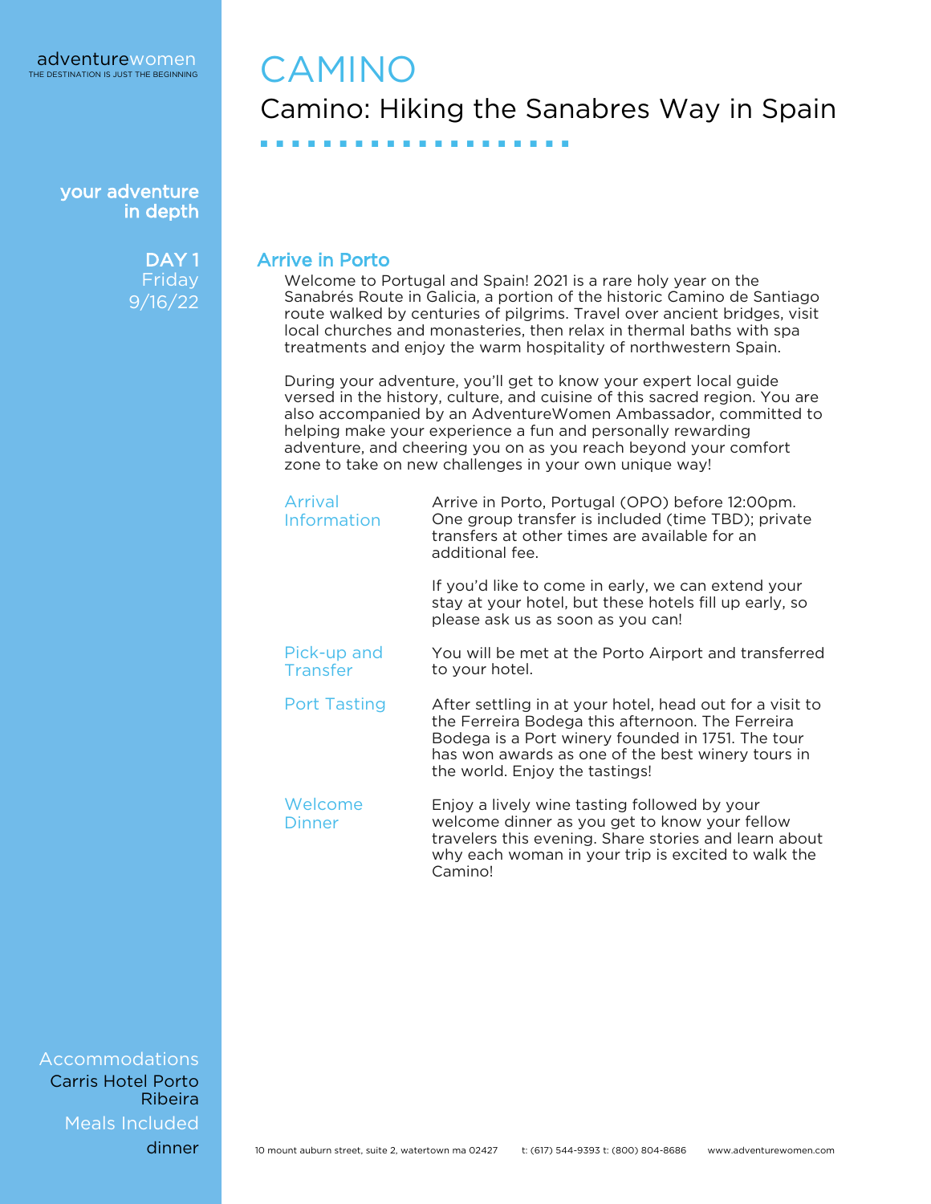# CAMINO

## Camino: Hiking the Sanabres Way in Spain

**your adventure in depth**

**DAY 1**
Friday
9/16/22

### Arrive in Porto

Welcome to Portugal and Spain! 2021 is a rare holy year on the Sanabrés Route in Galicia, a portion of the historic Camino de Santiago route walked by centuries of pilgrims. Travel over ancient bridges, visit local churches and monasteries, then relax in thermal baths with spa treatments and enjoy the warm hospitality of northwestern Spain.

During your adventure, you'll get to know your expert local guide versed in the history, culture, and cuisine of this sacred region. You are also accompanied by an AdventureWomen Ambassador, committed to helping make your experience a fun and personally rewarding adventure, and cheering you on as you reach beyond your comfort zone to take on new challenges in your own unique way!

**Arrival Information**

Arrive in Porto, Portugal (OPO) before 12:00pm. One group transfer is included (time TBD); private transfers at other times are available for an additional fee.

If you'd like to come in early, we can extend your stay at your hotel, but these hotels fill up early, so please ask us as soon as you can!

**Pick-up and Transfer**

You will be met at the Porto Airport and transferred to your hotel.

**Port Tasting**

After settling in at your hotel, head out for a visit to the Ferreira Bodega this afternoon. The Ferreira Bodega is a Port winery founded in 1751. The tour has won awards as one of the best winery tours in the world. Enjoy the tastings!

**Welcome Dinner**

Enjoy a lively wine tasting followed by your welcome dinner as you get to know your fellow travelers this evening. Share stories and learn about why each woman in your trip is excited to walk the Camino!

**Accommodations**
Carris Hotel Porto Ribeira

**Meals Included**
dinner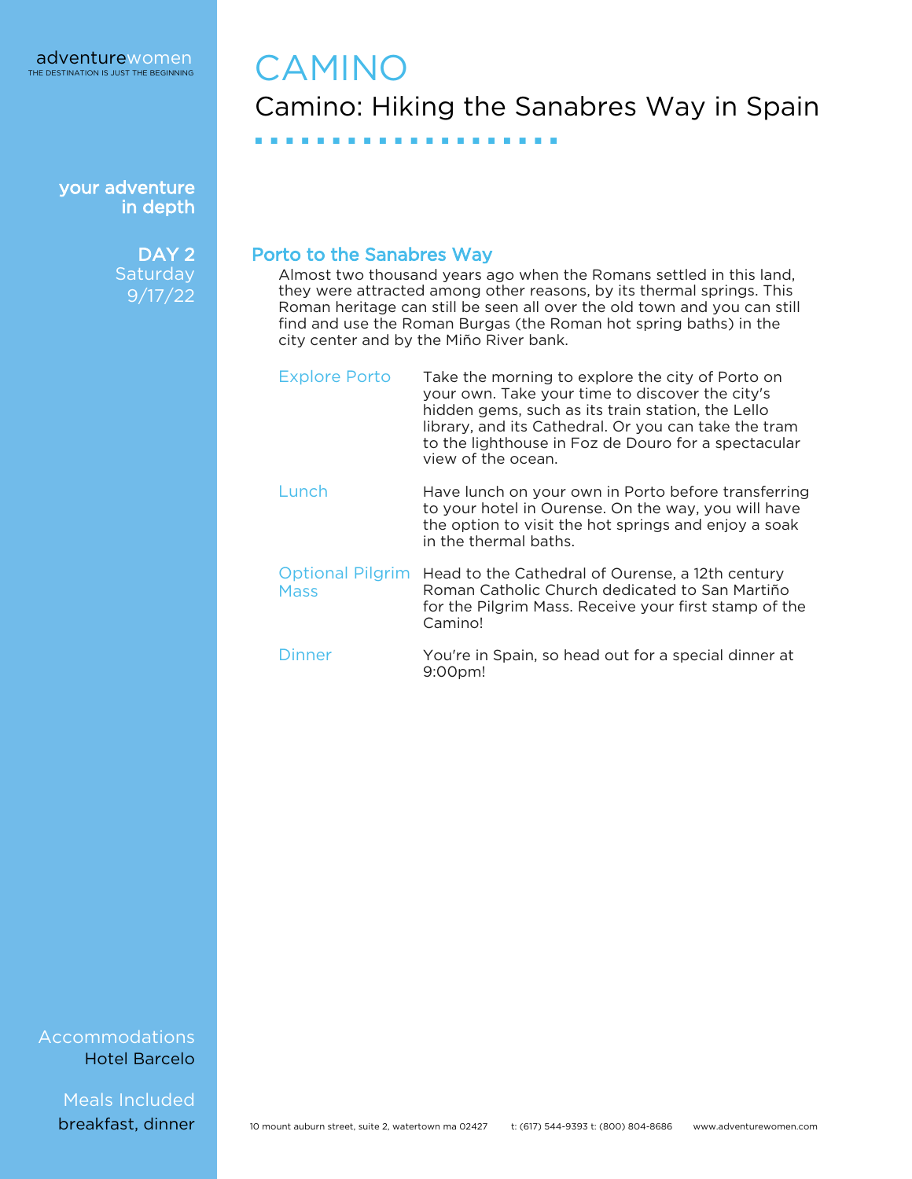# CAMINO

## Camino: Hiking the Sanabres Way in Spain

your adventure in depth

**DAY 2**
Saturday
9/17/22

### Porto to the Sanabres Way

Almost two thousand years ago when the Romans settled in this land, they were attracted among other reasons, by its thermal springs. This Roman heritage can still be seen all over the old town and you can still find and use the Roman Burgas (the Roman hot spring baths) in the city center and by the Miño River bank.

| | |
|---|---|
| Explore Porto | Take the morning to explore the city of Porto on your own. Take your time to discover the city's hidden gems, such as its train station, the Lello library, and its Cathedral. Or you can take the tram to the lighthouse in Foz de Douro for a spectacular view of the ocean. |
| Lunch | Have lunch on your own in Porto before transferring to your hotel in Ourense. On the way, you will have the option to visit the hot springs and enjoy a soak in the thermal baths. |
| Optional Pilgrim Mass | Head to the Cathedral of Ourense, a 12th century Roman Catholic Church dedicated to San Martiño for the Pilgrim Mass. Receive your first stamp of the Camino! |
| Dinner | You're in Spain, so head out for a special dinner at 9:00pm! |

Accommodations
Hotel Barcelo

Meals Included
breakfast, dinner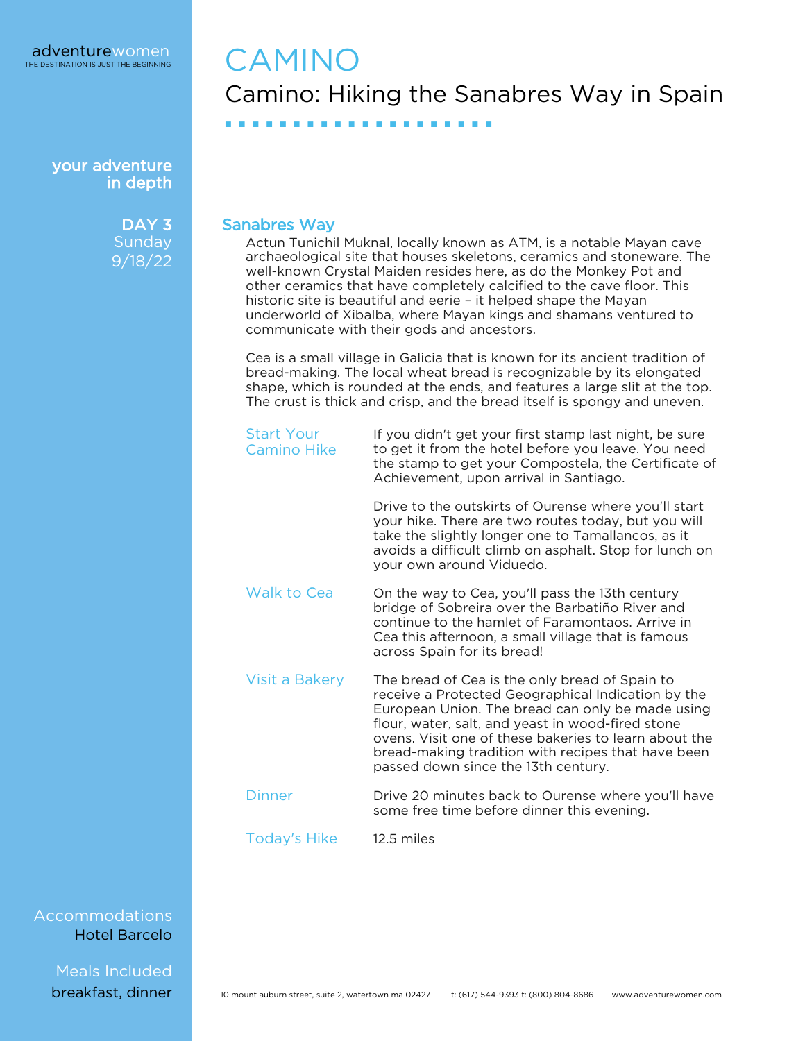adventurewomen
THE DESTINATION IS JUST THE BEGINNING

# CAMINO

## Camino: Hiking the Sanabres Way in Spain

your adventure in depth

**DAY 3**
Sunday
9/18/22

### Sanabres Way

Actun Tunichil Muknal, locally known as ATM, is a notable Mayan cave archaeological site that houses skeletons, ceramics and stoneware. The well-known Crystal Maiden resides here, as do the Monkey Pot and other ceramics that have completely calcified to the cave floor. This historic site is beautiful and eerie – it helped shape the Mayan underworld of Xibalba, where Mayan kings and shamans ventured to communicate with their gods and ancestors.

Cea is a small village in Galicia that is known for its ancient tradition of bread-making. The local wheat bread is recognizable by its elongated shape, which is rounded at the ends, and features a large slit at the top. The crust is thick and crisp, and the bread itself is spongy and uneven.

**Start Your Camino Hike**

If you didn't get your first stamp last night, be sure to get it from the hotel before you leave. You need the stamp to get your Compostela, the Certificate of Achievement, upon arrival in Santiago.

Drive to the outskirts of Ourense where you'll start your hike. There are two routes today, but you will take the slightly longer one to Tamallancos, as it avoids a difficult climb on asphalt. Stop for lunch on your own around Viduedo.

**Walk to Cea**

On the way to Cea, you'll pass the 13th century bridge of Sobreira over the Barbatiño River and continue to the hamlet of Faramontaos. Arrive in Cea this afternoon, a small village that is famous across Spain for its bread!

**Visit a Bakery**

The bread of Cea is the only bread of Spain to receive a Protected Geographical Indication by the European Union. The bread can only be made using flour, water, salt, and yeast in wood-fired stone ovens. Visit one of these bakeries to learn about the bread-making tradition with recipes that have been passed down since the 13th century.

**Dinner**

Drive 20 minutes back to Ourense where you'll have some free time before dinner this evening.

**Today's Hike**

12.5 miles

**Accommodations**
Hotel Barcelo

**Meals Included**
breakfast, dinner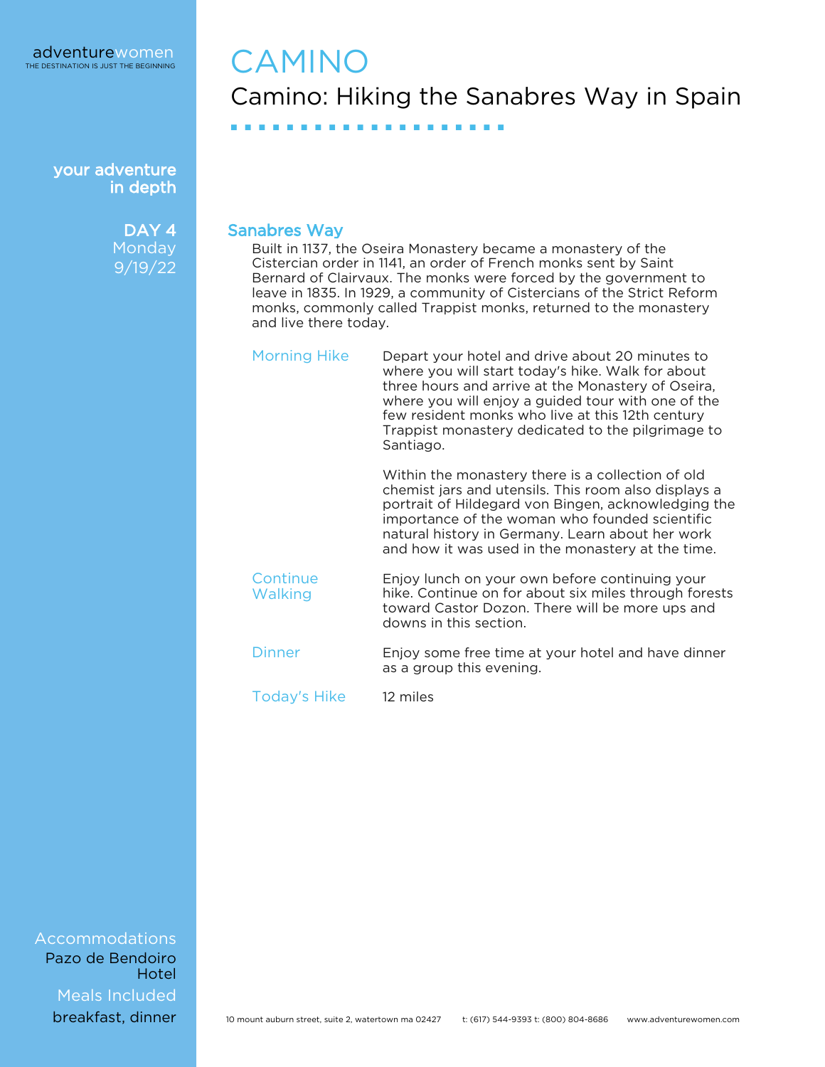# CAMINO

## Camino: Hiking the Sanabres Way in Spain

**your adventure in depth**

**DAY 4**
Monday
9/19/22

### Sanabres Way

Built in 1137, the Oseira Monastery became a monastery of the Cistercian order in 1141, an order of French monks sent by Saint Bernard of Clairvaux. The monks were forced by the government to leave in 1835. In 1929, a community of Cistercians of the Strict Reform monks, commonly called Trappist monks, returned to the monastery and live there today.

**Morning Hike**

Depart your hotel and drive about 20 minutes to where you will start today's hike. Walk for about three hours and arrive at the Monastery of Oseira, where you will enjoy a guided tour with one of the few resident monks who live at this 12th century Trappist monastery dedicated to the pilgrimage to Santiago.

Within the monastery there is a collection of old chemist jars and utensils. This room also displays a portrait of Hildegard von Bingen, acknowledging the importance of the woman who founded scientific natural history in Germany. Learn about her work and how it was used in the monastery at the time.

**Continue Walking**

Enjoy lunch on your own before continuing your hike. Continue on for about six miles through forests toward Castor Dozon. There will be more ups and downs in this section.

**Dinner**

Enjoy some free time at your hotel and have dinner as a group this evening.

**Today's Hike**

12 miles

**Accommodations**
Pazo de Bendoiro Hotel

**Meals Included**
breakfast, dinner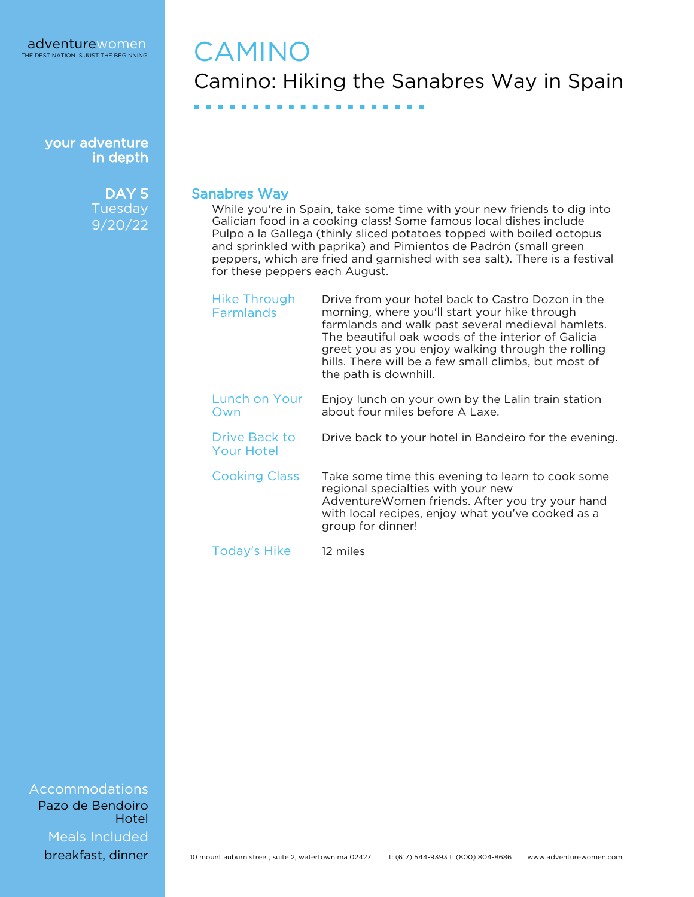# CAMINO

## Camino: Hiking the Sanabres Way in Spain

your adventure in depth

**DAY 5**
Tuesday
9/20/22

### Sanabres Way

While you're in Spain, take some time with your new friends to dig into Galician food in a cooking class! Some famous local dishes include Pulpo a la Gallega (thinly sliced potatoes topped with boiled octopus and sprinkled with paprika) and Pimientos de Padrón (small green peppers, which are fried and garnished with sea salt). There is a festival for these peppers each August.

| | |
|---|---|
| Hike Through Farmlands | Drive from your hotel back to Castro Dozon in the morning, where you'll start your hike through farmlands and walk past several medieval hamlets. The beautiful oak woods of the interior of Galicia greet you as you enjoy walking through the rolling hills. There will be a few small climbs, but most of the path is downhill. |
| Lunch on Your Own | Enjoy lunch on your own by the Lalin train station about four miles before A Laxe. |
| Drive Back to Your Hotel | Drive back to your hotel in Bandeiro for the evening. |
| Cooking Class | Take some time this evening to learn to cook some regional specialties with your new AdventureWomen friends. After you try your hand with local recipes, enjoy what you've cooked as a group for dinner! |
| Today's Hike | 12 miles |

Accommodations
Pazo de Bendoiro Hotel

Meals Included
breakfast, dinner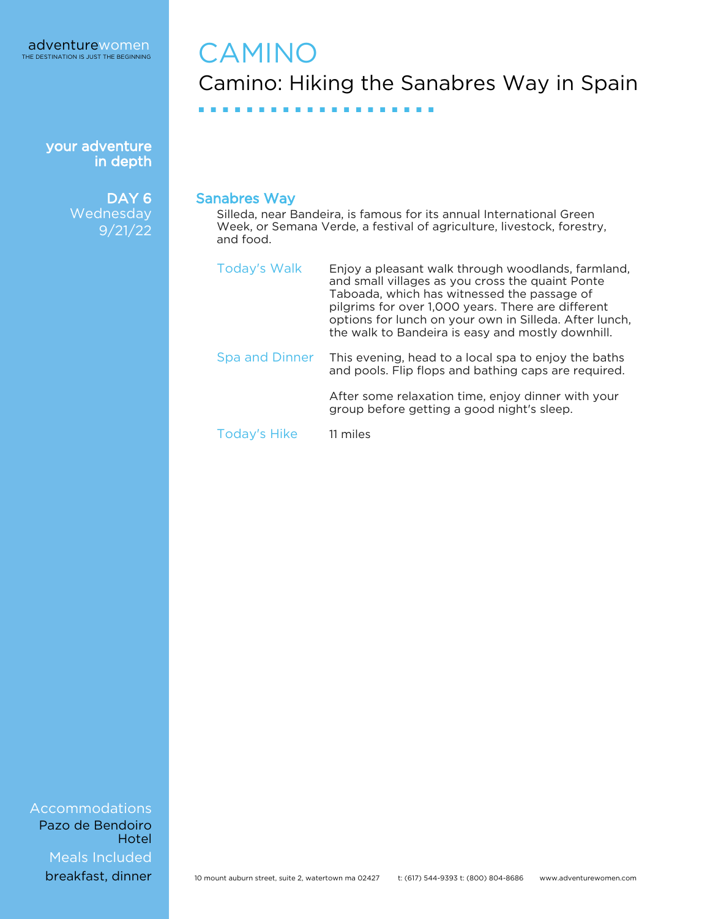# CAMINO

## Camino: Hiking the Sanabres Way in Spain

your adventure in depth

**DAY 6**
Wednesday
9/21/22

### Sanabres Way

Silleda, near Bandeira, is famous for its annual International Green Week, or Semana Verde, a festival of agriculture, livestock, forestry, and food.

| | |
|---|---|
| Today's Walk | Enjoy a pleasant walk through woodlands, farmland, and small villages as you cross the quaint Ponte Taboada, which has witnessed the passage of pilgrims for over 1,000 years. There are different options for lunch on your own in Silleda. After lunch, the walk to Bandeira is easy and mostly downhill. |
| Spa and Dinner | This evening, head to a local spa to enjoy the baths and pools. Flip flops and bathing caps are required. After some relaxation time, enjoy dinner with your group before getting a good night's sleep. |
| Today's Hike | 11 miles |

Accommodations
Pazo de Bendoiro Hotel

Meals Included
breakfast, dinner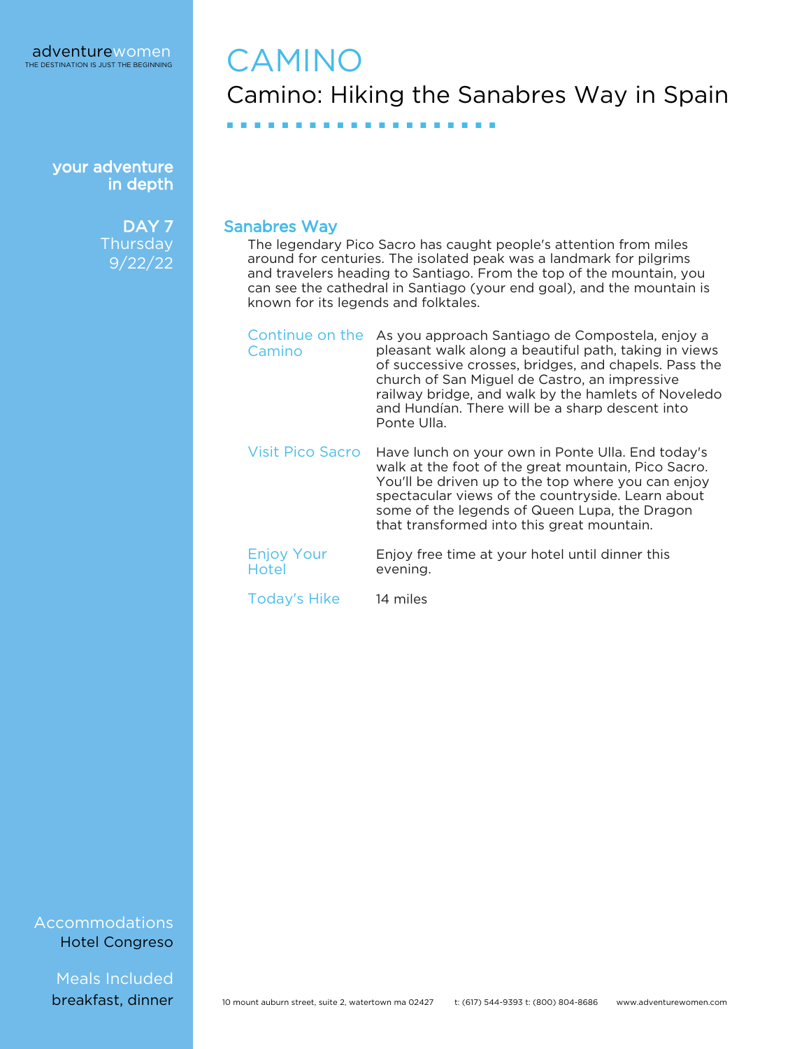# CAMINO

## Camino: Hiking the Sanabres Way in Spain

your adventure in depth

**DAY 7**
Thursday
9/22/22

### Sanabres Way

The legendary Pico Sacro has caught people's attention from miles around for centuries. The isolated peak was a landmark for pilgrims and travelers heading to Santiago. From the top of the mountain, you can see the cathedral in Santiago (your end goal), and the mountain is known for its legends and folktales.

**Continue on the Camino**
As you approach Santiago de Compostela, enjoy a pleasant walk along a beautiful path, taking in views of successive crosses, bridges, and chapels. Pass the church of San Miguel de Castro, an impressive railway bridge, and walk by the hamlets of Noveledo and Hundían. There will be a sharp descent into Ponte Ulla.

**Visit Pico Sacro**
Have lunch on your own in Ponte Ulla. End today's walk at the foot of the great mountain, Pico Sacro. You'll be driven up to the top where you can enjoy spectacular views of the countryside. Learn about some of the legends of Queen Lupa, the Dragon that transformed into this great mountain.

**Enjoy Your Hotel**
Enjoy free time at your hotel until dinner this evening.

**Today's Hike**
14 miles

**Accommodations**
Hotel Congreso

**Meals Included**
breakfast, dinner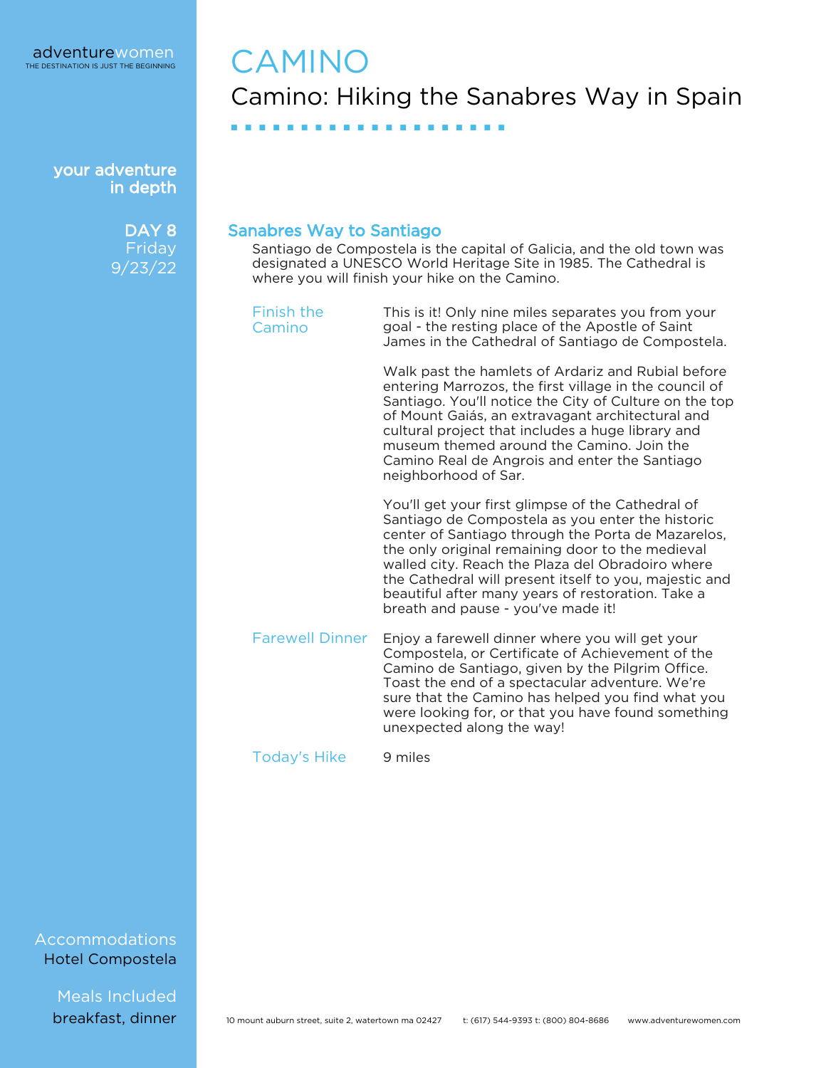# CAMINO

## Camino: Hiking the Sanabres Way in Spain

**your adventure in depth**

**DAY 8**
Friday
9/23/22

### Sanabres Way to Santiago

Santiago de Compostela is the capital of Galicia, and the old town was designated a UNESCO World Heritage Site in 1985. The Cathedral is where you will finish your hike on the Camino.

**Finish the Camino**

This is it! Only nine miles separates you from your goal - the resting place of the Apostle of Saint James in the Cathedral of Santiago de Compostela.

Walk past the hamlets of Ardariz and Rubial before entering Marrozos, the first village in the council of Santiago. You'll notice the City of Culture on the top of Mount Gaiás, an extravagant architectural and cultural project that includes a huge library and museum themed around the Camino. Join the Camino Real de Angrois and enter the Santiago neighborhood of Sar.

You'll get your first glimpse of the Cathedral of Santiago de Compostela as you enter the historic center of Santiago through the Porta de Mazarelos, the only original remaining door to the medieval walled city. Reach the Plaza del Obradoiro where the Cathedral will present itself to you, majestic and beautiful after many years of restoration. Take a breath and pause - you've made it!

**Farewell Dinner**

Enjoy a farewell dinner where you will get your Compostela, or Certificate of Achievement of the Camino de Santiago, given by the Pilgrim Office. Toast the end of a spectacular adventure. We're sure that the Camino has helped you find what you were looking for, or that you have found something unexpected along the way!

**Today's Hike**

9 miles

**Accommodations**
Hotel Compostela

**Meals Included**
breakfast, dinner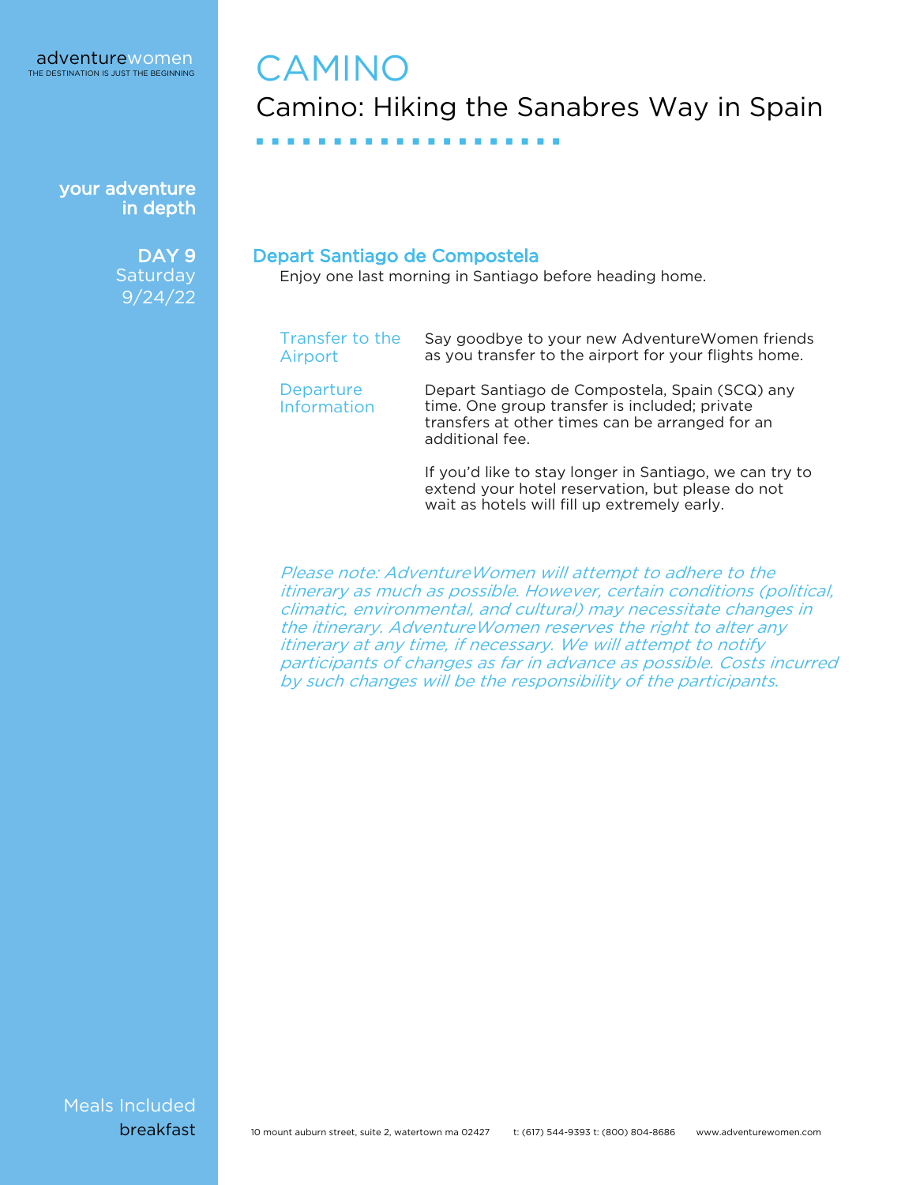# CAMINO

## Camino: Hiking the Sanabres Way in Spain

your adventure in depth

**DAY 9**
Saturday
9/24/22

### Depart Santiago de Compostela

Enjoy one last morning in Santiago before heading home.

**Transfer to the Airport**

Say goodbye to your new AdventureWomen friends as you transfer to the airport for your flights home.

**Departure Information**

Depart Santiago de Compostela, Spain (SCQ) any time. One group transfer is included; private transfers at other times can be arranged for an additional fee.

If you'd like to stay longer in Santiago, we can try to extend your hotel reservation, but please do not wait as hotels will fill up extremely early.

*Please note: AdventureWomen will attempt to adhere to the itinerary as much as possible. However, certain conditions (political, climatic, environmental, and cultural) may necessitate changes in the itinerary. AdventureWomen reserves the right to alter any itinerary at any time, if necessary. We will attempt to notify participants of changes as far in advance as possible. Costs incurred by such changes will be the responsibility of the participants.*

Meals Included
breakfast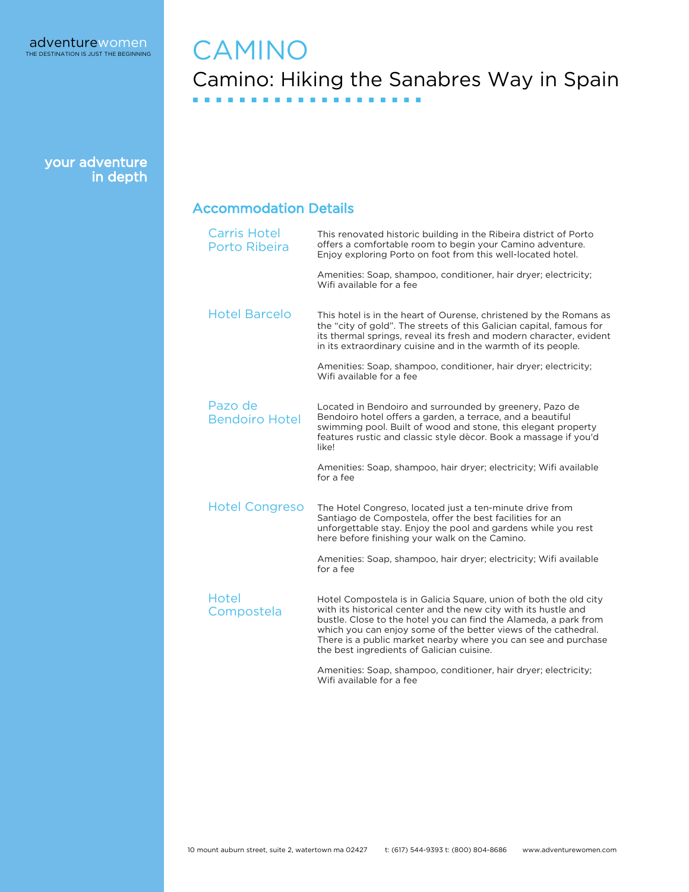# CAMINO

## Camino: Hiking the Sanabres Way in Spain

your adventure in depth

### Accommodation Details

**Carris Hotel Porto Ribeira**

This renovated historic building in the Ribeira district of Porto offers a comfortable room to begin your Camino adventure. Enjoy exploring Porto on foot from this well-located hotel.

Amenities: Soap, shampoo, conditioner, hair dryer; electricity; Wifi available for a fee

**Hotel Barcelo**

This hotel is in the heart of Ourense, christened by the Romans as the "city of gold". The streets of this Galician capital, famous for its thermal springs, reveal its fresh and modern character, evident in its extraordinary cuisine and in the warmth of its people.

Amenities: Soap, shampoo, conditioner, hair dryer; electricity; Wifi available for a fee

**Pazo de Bendoiro Hotel**

Located in Bendoiro and surrounded by greenery, Pazo de Bendoiro hotel offers a garden, a terrace, and a beautiful swimming pool. Built of wood and stone, this elegant property features rustic and classic style dècor. Book a massage if you'd like!

Amenities: Soap, shampoo, hair dryer; electricity; Wifi available for a fee

**Hotel Congreso**

The Hotel Congreso, located just a ten-minute drive from Santiago de Compostela, offer the best facilities for an unforgettable stay. Enjoy the pool and gardens while you rest here before finishing your walk on the Camino.

Amenities: Soap, shampoo, hair dryer; electricity; Wifi available for a fee

**Hotel Compostela**

Hotel Compostela is in Galicia Square, union of both the old city with its historical center and the new city with its hustle and bustle. Close to the hotel you can find the Alameda, a park from which you can enjoy some of the better views of the cathedral. There is a public market nearby where you can see and purchase the best ingredients of Galician cuisine.

Amenities: Soap, shampoo, conditioner, hair dryer; electricity; Wifi available for a fee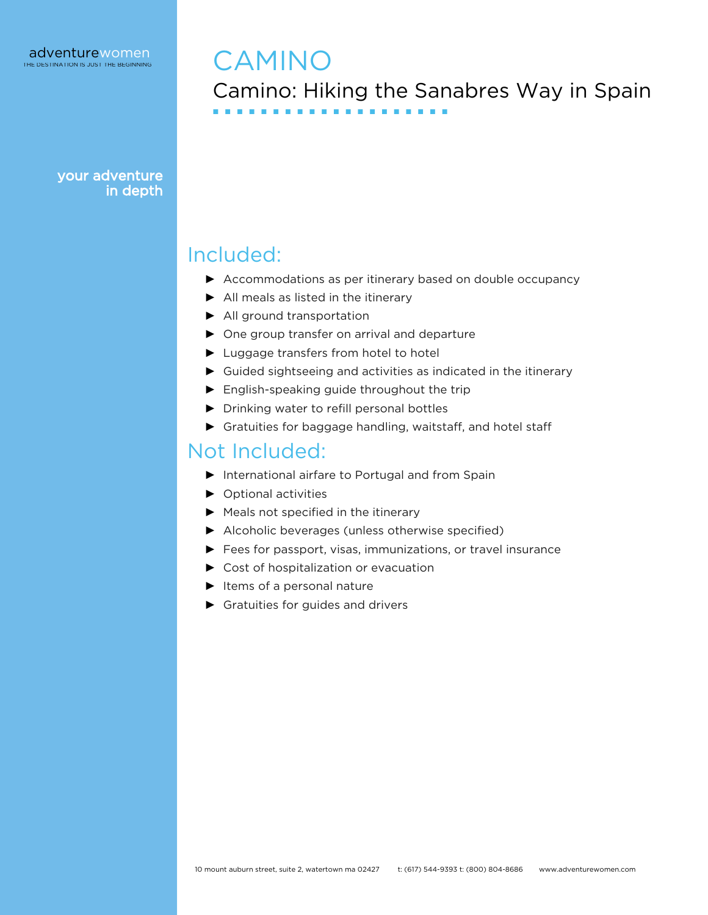# CAMINO

## Camino: Hiking the Sanabres Way in Spain

## Included:

- Accommodations as per itinerary based on double occupancy
- All meals as listed in the itinerary
- All ground transportation
- One group transfer on arrival and departure
- Luggage transfers from hotel to hotel
- Guided sightseeing and activities as indicated in the itinerary
- English-speaking guide throughout the trip
- Drinking water to refill personal bottles
- Gratuities for baggage handling, waitstaff, and hotel staff

## Not Included:

- International airfare to Portugal and from Spain
- Optional activities
- Meals not specified in the itinerary
- Alcoholic beverages (unless otherwise specified)
- Fees for passport, visas, immunizations, or travel insurance
- Cost of hospitalization or evacuation
- Items of a personal nature
- Gratuities for guides and drivers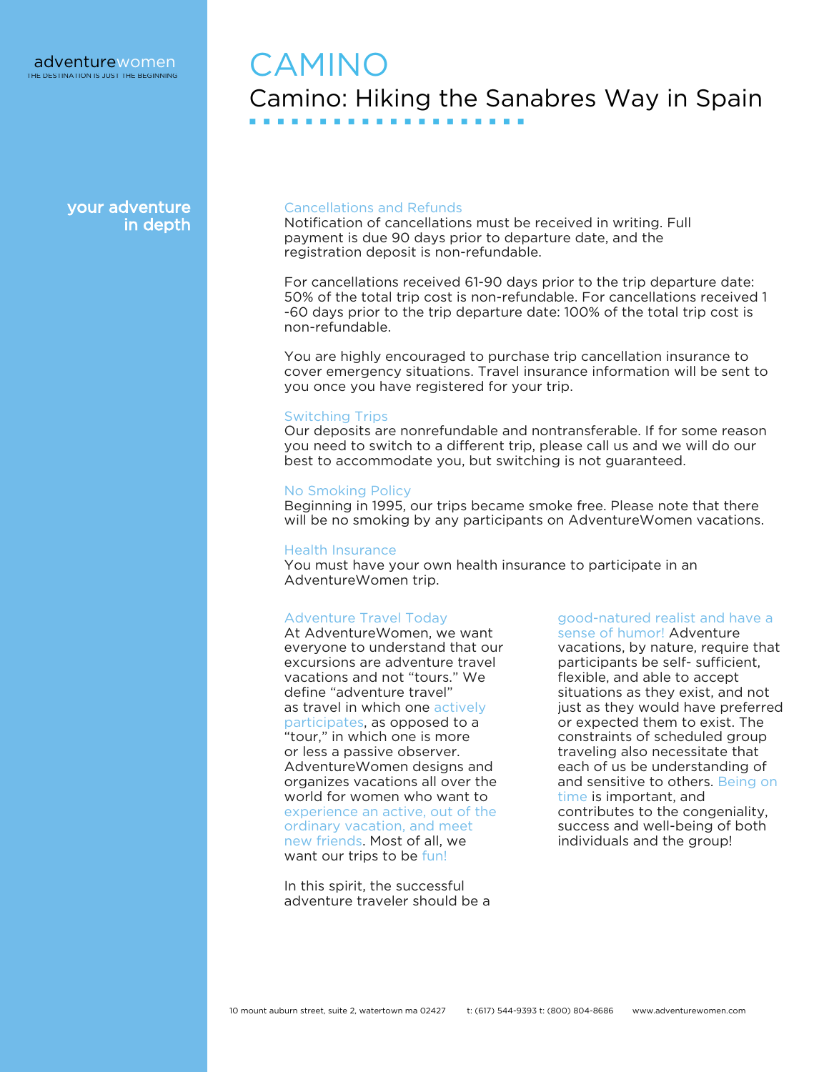# CAMINO

## Camino: Hiking the Sanabres Way in Spain

your adventure in depth

### Cancellations and Refunds

Notification of cancellations must be received in writing. Full payment is due 90 days prior to departure date, and the registration deposit is non-refundable.

For cancellations received 61-90 days prior to the trip departure date: 50% of the total trip cost is non-refundable. For cancellations received 1 -60 days prior to the trip departure date: 100% of the total trip cost is non-refundable.

You are highly encouraged to purchase trip cancellation insurance to cover emergency situations. Travel insurance information will be sent to you once you have registered for your trip.

### Switching Trips

Our deposits are nonrefundable and nontransferable. If for some reason you need to switch to a different trip, please call us and we will do our best to accommodate you, but switching is not guaranteed.

### No Smoking Policy

Beginning in 1995, our trips became smoke free. Please note that there will be no smoking by any participants on AdventureWomen vacations.

### Health Insurance

You must have your own health insurance to participate in an AdventureWomen trip.

### Adventure Travel Today

At AdventureWomen, we want everyone to understand that our excursions are adventure travel vacations and not "tours." We define "adventure travel" as travel in which one actively participates, as opposed to a "tour," in which one is more or less a passive observer. AdventureWomen designs and organizes vacations all over the world for women who want to experience an active, out of the ordinary vacation, and meet new friends. Most of all, we want our trips to be fun!

In this spirit, the successful adventure traveler should be a good-natured realist and have a sense of humor! Adventure vacations, by nature, require that participants be self- sufficient, flexible, and able to accept situations as they exist, and not just as they would have preferred or expected them to exist. The constraints of scheduled group traveling also necessitate that each of us be understanding of and sensitive to others. Being on time is important, and contributes to the congeniality, success and well-being of both individuals and the group!